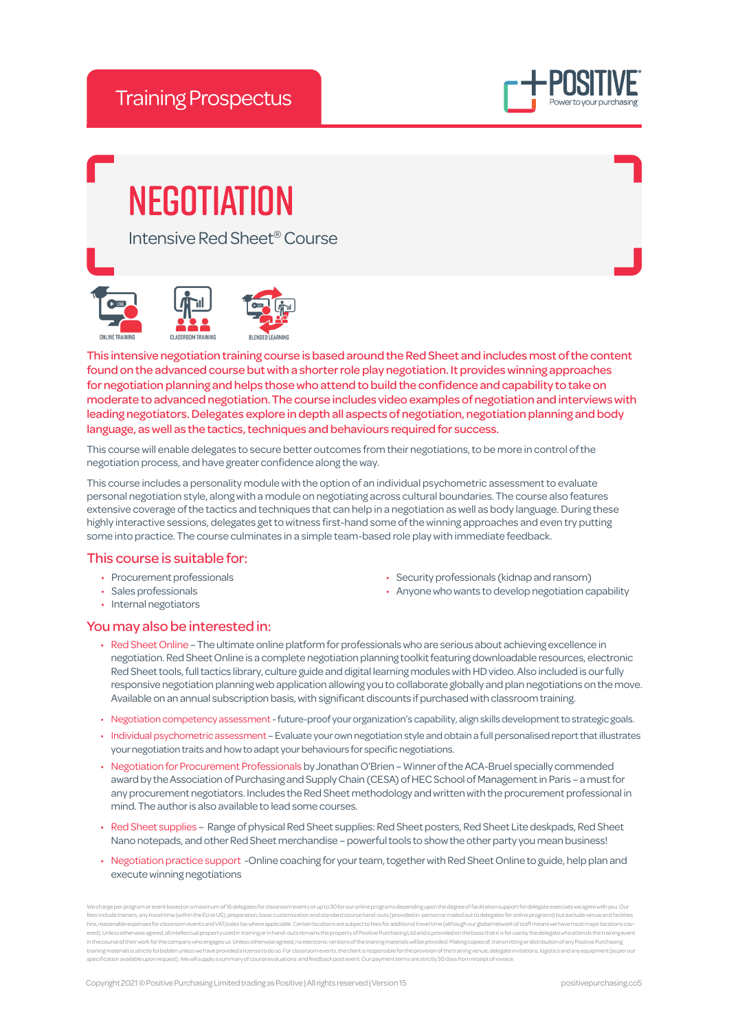Training Prospectus

POSITIVE
Power to your purchasing

# NEGOTIATION

## Intensive Red Sheet® Course

ONLINE TRAINING | CLASSROOM TRAINING | BLENDED LEARNING

**This intensive negotiation training course is based around the Red Sheet and includes most of the content found on the advanced course but with a shorter role play negotiation. It provides winning approaches for negotiation planning and helps those who attend to build the confidence and capability to take on moderate to advanced negotiation. The course includes video examples of negotiation and interviews with leading negotiators. Delegates explore in depth all aspects of negotiation, negotiation planning and body language, as well as the tactics, techniques and behaviours required for success.**

This course will enable delegates to secure better outcomes from their negotiations, to be more in control of the negotiation process, and have greater confidence along the way.

This course includes a personality module with the option of an individual psychometric assessment to evaluate personal negotiation style, along with a module on negotiating across cultural boundaries. The course also features extensive coverage of the tactics and techniques that can help in a negotiation as well as body language. During these highly interactive sessions, delegates get to witness first-hand some of the winning approaches and even try putting some into practice. The course culminates in a simple team-based role play with immediate feedback.

### This course is suitable for:

- Procurement professionals
- Sales professionals
- Internal negotiators
- Security professionals (kidnap and ransom)
- Anyone who wants to develop negotiation capability

### You may also be interested in:

- Red Sheet Online – The ultimate online platform for professionals who are serious about achieving excellence in negotiation. Red Sheet Online is a complete negotiation planning toolkit featuring downloadable resources, electronic Red Sheet tools, full tactics library, culture guide and digital learning modules with HD video. Also included is our fully responsive negotiation planning web application allowing you to collaborate globally and plan negotiations on the move. Available on an annual subscription basis, with significant discounts if purchased with classroom training.
- Negotiation competency assessment - future-proof your organization's capability, align skills development to strategic goals.
- Individual psychometric assessment – Evaluate your own negotiation style and obtain a full personalised report that illustrates your negotiation traits and how to adapt your behaviours for specific negotiations.
- Negotiation for Procurement Professionals by Jonathan O'Brien – Winner of the ACA-Bruel specially commended award by the Association of Purchasing and Supply Chain (CESA) of HEC School of Management in Paris – a must for any procurement negotiators. Includes the Red Sheet methodology and written with the procurement professional in mind. The author is also available to lead some courses.
- Red Sheet supplies – Range of physical Red Sheet supplies: Red Sheet posters, Red Sheet Lite deskpads, Red Sheet Nano notepads, and other Red Sheet merchandise – powerful tools to show the other party you mean business!
- Negotiation practice support -Online coaching for your team, together with Red Sheet Online to guide, help plan and execute winning negotiations

We charge per program or event based on a maximum of 16 delegates for classroom events or up to 30 for our online programs depending upon the degree of facilitation support for delegate exercises we agree with you. Our fees include trainers, any travel time (within the EU or US), preparation, basic customization and standard course hand-outs (provided in-person or mailed out to delegates for online programs) but exclude venue and facilities hire, reasonable expenses for classroom events and VAT/sales tax where applicable. Certain locations are subject to fees for additional travel time (although our global network of staff means we have most major locations covered). Unless otherwise agreed, all intellectual property used in training or in hand-outs remains the property of Positive Purchasing Ltd and is provided on the basis that it is for use by the delegate who attends the training event in the course of their work for the company who engages us. Unless otherwise agreed, no electronic versions of the training materials will be provided. Making copies of, transmitting or distribution of any Positive Purchasing training materials is strictly forbidden unless we have provided a license to do so. For classroom events, the client is responsible for the provision of the training venue, delegate invitations, logistics and any equipment (as per our specification available upon request). We will supply a summary of course evaluations and feedback post event. Our payment terms are strictly 30 days from receipt of invoice.

Copyright 2021 © Positive Purchasing Limited trading as Positive | All rights reserved | Version 15

positivepurchasing.co5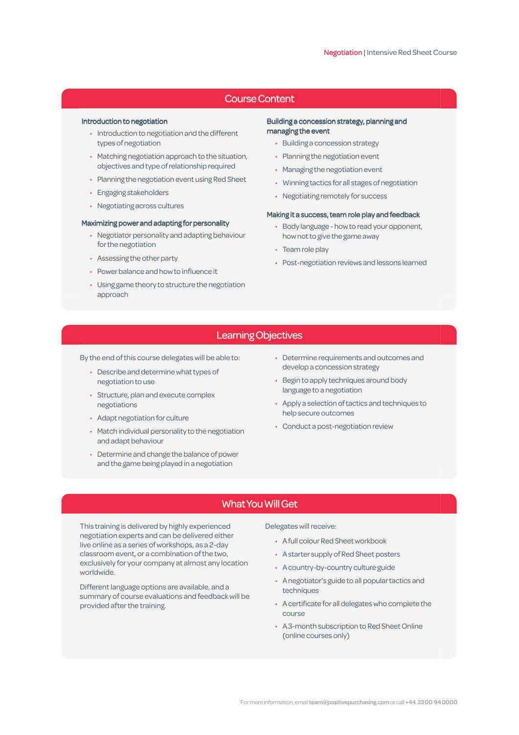## Course Content

### Introduction to negotiation

- Introduction to negotiation and the different types of negotiation
- Matching negotiation approach to the situation, objectives and type of relationship required
- Planning the negotiation event using Red Sheet
- Engaging stakeholders
- Negotiating across cultures

### Maximizing power and adapting for personality

- Negotiator personality and adapting behaviour for the negotiation
- Assessing the other party
- Power balance and how to influence it
- Using game theory to structure the negotiation approach

### Building a concession strategy, planning and managing the event

- Building a concession strategy
- Planning the negotiation event
- Managing the negotiation event
- Winning tactics for all stages of negotiation
- Negotiating remotely for success

### Making it a success, team role play and feedback

- Body language - how to read your opponent, how not to give the game away
- Team role play
- Post-negotiation reviews and lessons learned

## Learning Objectives

By the end of this course delegates will be able to:

- Describe and determine what types of negotiation to use
- Structure, plan and execute complex negotiations
- Adapt negotiation for culture
- Match individual personality to the negotiation and adapt behaviour
- Determine and change the balance of power and the game being played in a negotiation
- Determine requirements and outcomes and develop a concession strategy
- Begin to apply techniques around body language to a negotiation
- Apply a selection of tactics and techniques to help secure outcomes
- Conduct a post-negotiation review

## What You Will Get

This training is delivered by highly experienced negotiation experts and can be delivered either live online as a series of workshops, as a 2-day classroom event, or a combination of the two, exclusively for your company at almost any location worldwide.

Different language options are available, and a summary of course evaluations and feedback will be provided after the training.

Delegates will receive:

- A full colour Red Sheet workbook
- A starter supply of Red Sheet posters
- A country-by-country culture guide
- A negotiator's guide to all popular tactics and techniques
- A certificate for all delegates who complete the course
- A 3-month subscription to Red Sheet Online (online courses only)

For more information, email team@positivepurchasing.com or call +44 33 00 94 0000